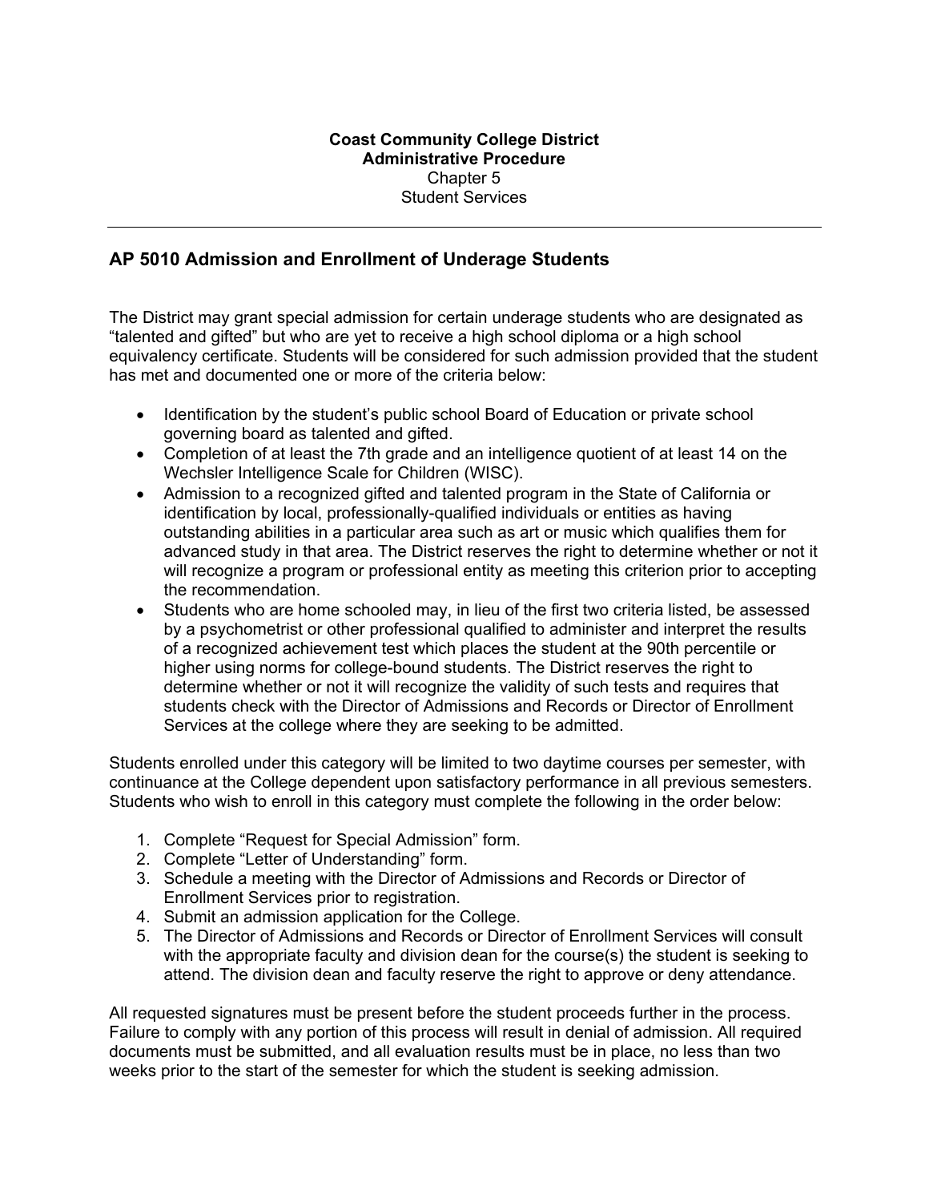**Coast Community College District**
**Administrative Procedure**
Chapter 5
Student Services

---

## AP 5010 Admission and Enrollment of Underage Students

The District may grant special admission for certain underage students who are designated as "talented and gifted" but who are yet to receive a high school diploma or a high school equivalency certificate. Students will be considered for such admission provided that the student has met and documented one or more of the criteria below:

- Identification by the student's public school Board of Education or private school governing board as talented and gifted.
- Completion of at least the 7th grade and an intelligence quotient of at least 14 on the Wechsler Intelligence Scale for Children (WISC).
- Admission to a recognized gifted and talented program in the State of California or identification by local, professionally-qualified individuals or entities as having outstanding abilities in a particular area such as art or music which qualifies them for advanced study in that area. The District reserves the right to determine whether or not it will recognize a program or professional entity as meeting this criterion prior to accepting the recommendation.
- Students who are home schooled may, in lieu of the first two criteria listed, be assessed by a psychometrist or other professional qualified to administer and interpret the results of a recognized achievement test which places the student at the 90th percentile or higher using norms for college-bound students. The District reserves the right to determine whether or not it will recognize the validity of such tests and requires that students check with the Director of Admissions and Records or Director of Enrollment Services at the college where they are seeking to be admitted.

Students enrolled under this category will be limited to two daytime courses per semester, with continuance at the College dependent upon satisfactory performance in all previous semesters. Students who wish to enroll in this category must complete the following in the order below:

1. Complete "Request for Special Admission" form.
2. Complete "Letter of Understanding" form.
3. Schedule a meeting with the Director of Admissions and Records or Director of Enrollment Services prior to registration.
4. Submit an admission application for the College.
5. The Director of Admissions and Records or Director of Enrollment Services will consult with the appropriate faculty and division dean for the course(s) the student is seeking to attend. The division dean and faculty reserve the right to approve or deny attendance.

All requested signatures must be present before the student proceeds further in the process. Failure to comply with any portion of this process will result in denial of admission. All required documents must be submitted, and all evaluation results must be in place, no less than two weeks prior to the start of the semester for which the student is seeking admission.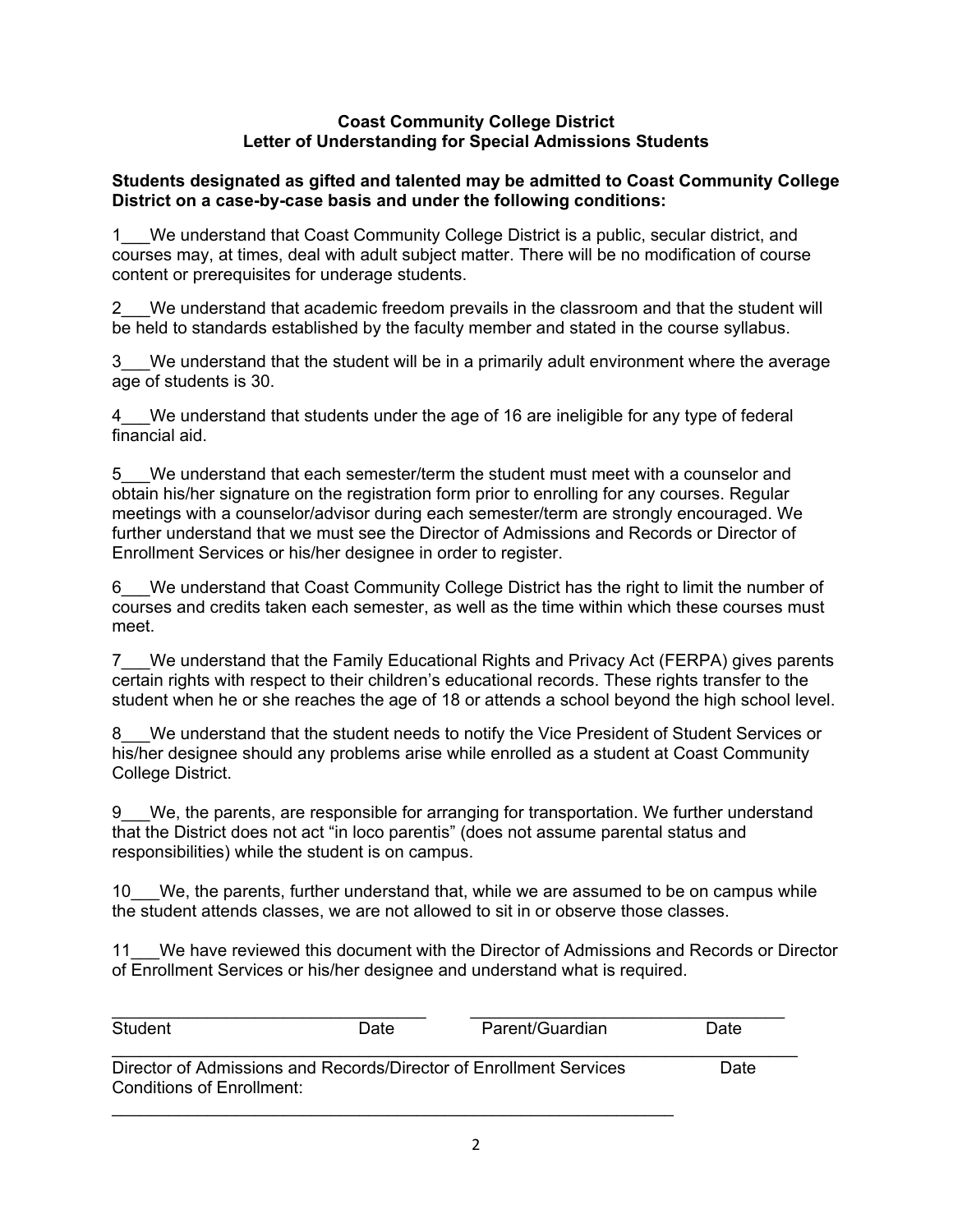**Coast Community College District**
**Letter of Understanding for Special Admissions Students**

**Students designated as gifted and talented may be admitted to Coast Community College District on a case-by-case basis and under the following conditions:**

1___We understand that Coast Community College District is a public, secular district, and courses may, at times, deal with adult subject matter. There will be no modification of course content or prerequisites for underage students.

2___We understand that academic freedom prevails in the classroom and that the student will be held to standards established by the faculty member and stated in the course syllabus.

3___We understand that the student will be in a primarily adult environment where the average age of students is 30.

4___We understand that students under the age of 16 are ineligible for any type of federal financial aid.

5___We understand that each semester/term the student must meet with a counselor and obtain his/her signature on the registration form prior to enrolling for any courses. Regular meetings with a counselor/advisor during each semester/term are strongly encouraged. We further understand that we must see the Director of Admissions and Records or Director of Enrollment Services or his/her designee in order to register.

6___We understand that Coast Community College District has the right to limit the number of courses and credits taken each semester, as well as the time within which these courses must meet.

7___We understand that the Family Educational Rights and Privacy Act (FERPA) gives parents certain rights with respect to their children's educational records. These rights transfer to the student when he or she reaches the age of 18 or attends a school beyond the high school level.

8___We understand that the student needs to notify the Vice President of Student Services or his/her designee should any problems arise while enrolled as a student at Coast Community College District.

9___We, the parents, are responsible for arranging for transportation. We further understand that the District does not act "in loco parentis" (does not assume parental status and responsibilities) while the student is on campus.

10___We, the parents, further understand that, while we are assumed to be on campus while the student attends classes, we are not allowed to sit in or observe those classes.

11___We have reviewed this document with the Director of Admissions and Records or Director of Enrollment Services or his/her designee and understand what is required.

_______________________________________ _______________________________________
Student Date Parent/Guardian Date

______________________________________________________________________________
Director of Admissions and Records/Director of Enrollment Services Date
Conditions of Enrollment:

______________________________________________________________________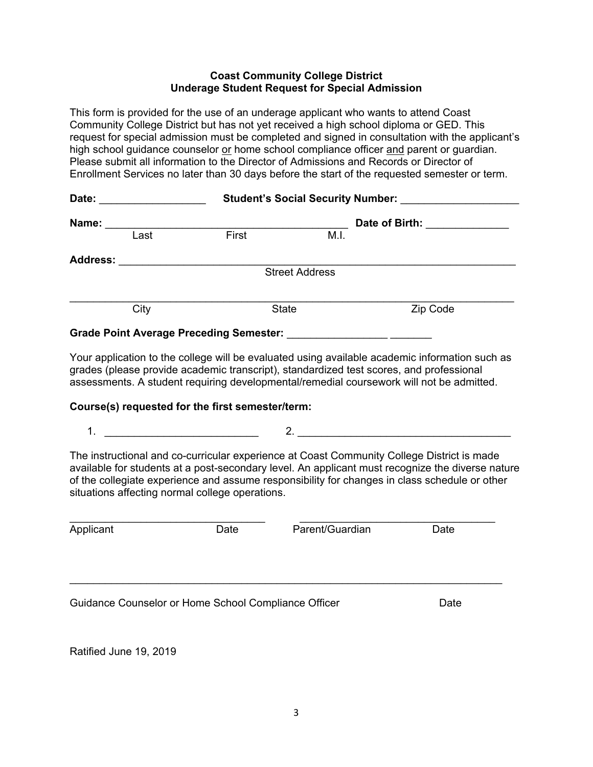**Coast Community College District**
**Underage Student Request for Special Admission**

This form is provided for the use of an underage applicant who wants to attend Coast Community College District but has not yet received a high school diploma or GED. This request for special admission must be completed and signed in consultation with the applicant's high school guidance counselor <u>or</u> home school compliance officer <u>and</u> parent or guardian. Please submit all information to the Director of Admissions and Records or Director of Enrollment Services no later than 30 days before the start of the requested semester or term.

**Date:** __________________ **Student's Social Security Number:** ____________________

**Name:** __________________________________________ **Date of Birth:** ______________
Last First M.I.

**Address:** ____________________________________________________________________
Street Address

________________________________________________________________________________
City State Zip Code

**Grade Point Average Preceding Semester:** _________________ _______

Your application to the college will be evaluated using available academic information such as grades (please provide academic transcript), standardized test scores, and professional assessments. A student requiring developmental/remedial coursework will not be admitted.

**Course(s) requested for the first semester/term:**

1. ___________________________ 2. _____________________________________

The instructional and co-curricular experience at Coast Community College District is made available for students at a post-secondary level. An applicant must recognize the diverse nature of the collegiate experience and assume responsibility for changes in class schedule or other situations affecting normal college operations.

_________________________________ _________________________________
Applicant Date Parent/Guardian Date

_____________________________________________________________________________

Guidance Counselor or Home School Compliance Officer Date

Ratified June 19, 2019